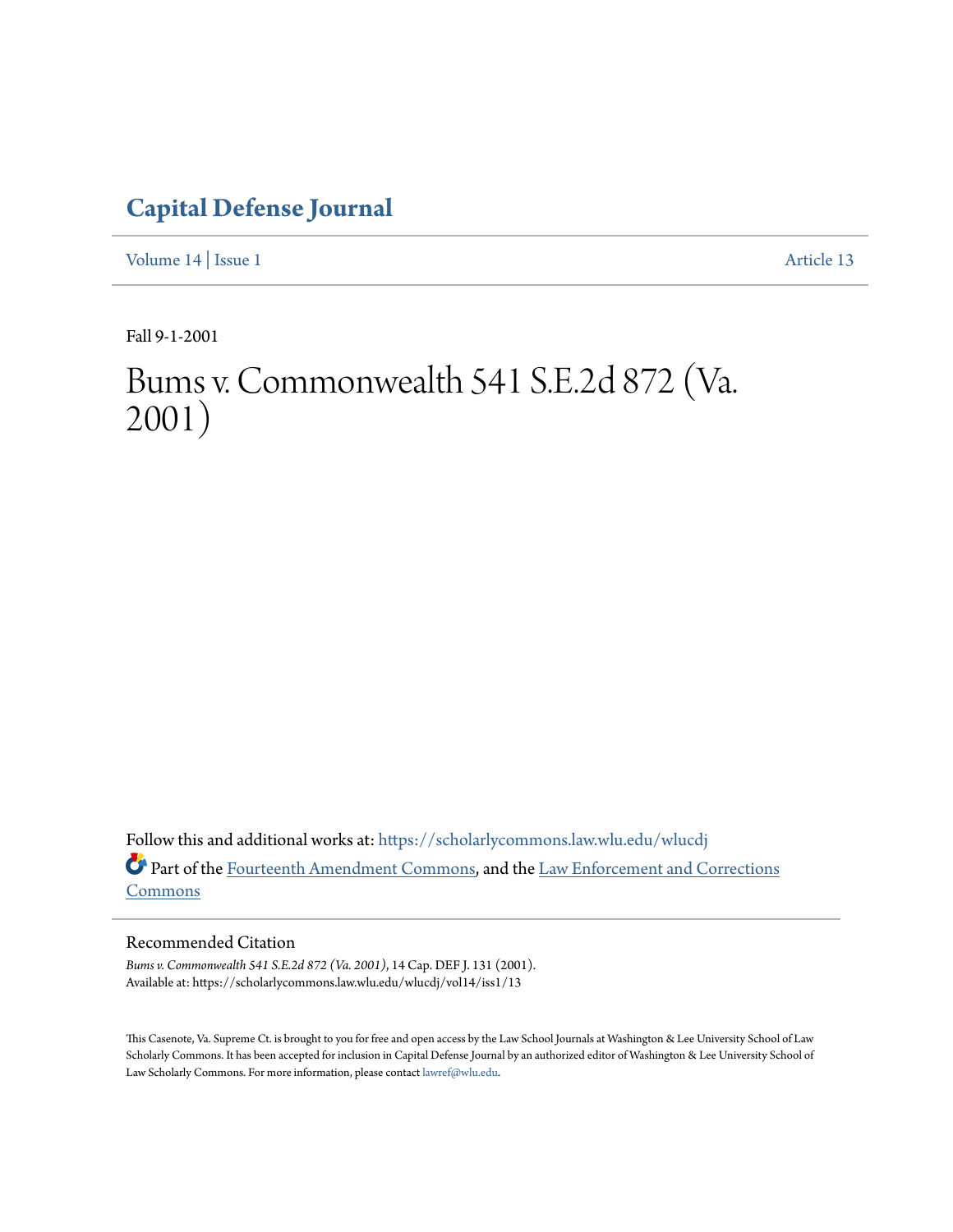# Capital Defense Journal

Volume 14 | Issue 1 Article 13

Fall 9-1-2001

# Bums v. Commonwealth 541 S.E.2d 872 (Va. 2001)

Follow this and additional works at: https://scholarlycommons.law.wlu.edu/wlucdj

Part of the Fourteenth Amendment Commons, and the Law Enforcement and Corrections Commons

## Recommended Citation

*Bums v. Commonwealth 541 S.E.2d 872 (Va. 2001)*, 14 Cap. DEF J. 131 (2001).
Available at: https://scholarlycommons.law.wlu.edu/wlucdj/vol14/iss1/13

This Casenote, Va. Supreme Ct. is brought to you for free and open access by the Law School Journals at Washington & Lee University School of Law Scholarly Commons. It has been accepted for inclusion in Capital Defense Journal by an authorized editor of Washington & Lee University School of Law Scholarly Commons. For more information, please contact lawref@wlu.edu.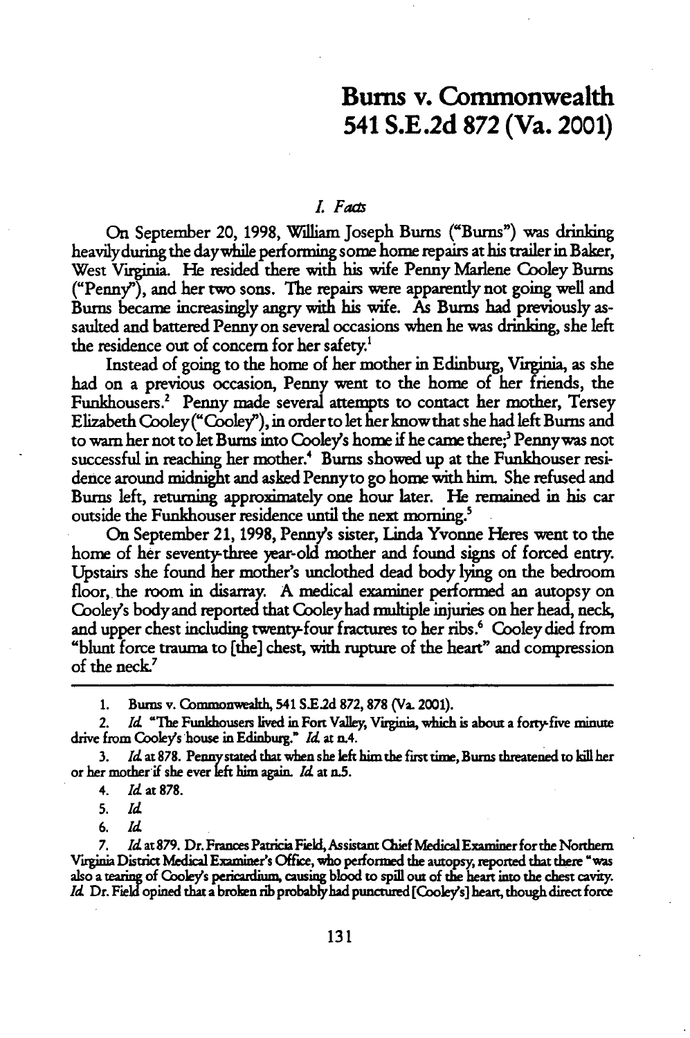# Burns v. Commonwealth

# 541 S.E.2d 872 (Va. 2001)

## *I. Facts*

On September 20, 1998, William Joseph Burns ("Burns") was drinking heavily during the day while performing some home repairs at his trailer in Baker, West Virginia. He resided there with his wife Penny Marlene Cooley Burns ("Penny"), and her two sons. The repairs were apparently not going well and Burns became increasingly angry with his wife. As Burns had previously assaulted and battered Penny on several occasions when he was drinking, she left the residence out of concern for her safety.[1]

Instead of going to the home of her mother in Edinburg, Virginia, as she had on a previous occasion, Penny went to the home of her friends, the Funkhousers.[2] Penny made several attempts to contact her mother, Tersey Elizabeth Cooley ("Cooley"), in order to let her know that she had left Burns and to warn her not to let Burns into Cooley's home if he came there;[3] Penny was not successful in reaching her mother.[4] Burns showed up at the Funkhouser residence around midnight and asked Penny to go home with him. She refused and Burns left, returning approximately one hour later. He remained in his car outside the Funkhouser residence until the next morning.[5]

On September 21, 1998, Penny's sister, Linda Yvonne Heres went to the home of her seventy-three year-old mother and found signs of forced entry. Upstairs she found her mother's unclothed dead body lying on the bedroom floor, the room in disarray. A medical examiner performed an autopsy on Cooley's body and reported that Cooley had multiple injuries on her head, neck, and upper chest including twenty-four fractures to her ribs.[6] Cooley died from "blunt force trauma to [the] chest, with rupture of the heart" and compression of the neck.[7]

---

1. Burns v. Commonwealth, 541 S.E.2d 872, 878 (Va. 2001).

2. *Id.* "The Funkhousers lived in Fort Valley, Virginia, which is about a forty-five minute drive from Cooley's house in Edinburg." *Id.* at n.4.

3. *Id.* at 878. Penny stated that when she left him the first time, Burns threatened to kill her or her mother if she ever left him again. *Id.* at n.5.

4. *Id.* at 878.

5. *Id.*

6. *Id.*

7. *Id.* at 879. Dr. Frances Patricia Field, Assistant Chief Medical Examiner for the Northern Virginia District Medical Examiner's Office, who performed the autopsy, reported that there "was also a tearing of Cooley's pericardium, causing blood to spill out of the heart into the chest cavity. *Id.* Dr. Field opined that a broken rib probably had punctured [Cooley's] heart, though direct force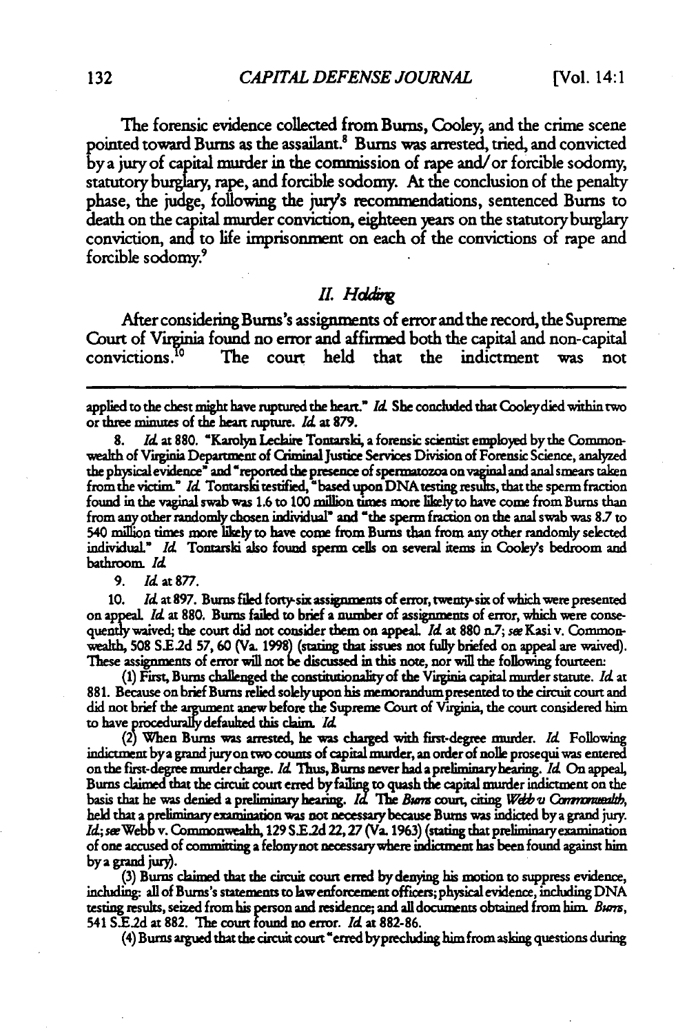The forensic evidence collected from Burns, Cooley, and the crime scene pointed toward Burns as the assailant.[8] Burns was arrested, tried, and convicted by a jury of capital murder in the commission of rape and/or forcible sodomy, statutory burglary, rape, and forcible sodomy. At the conclusion of the penalty phase, the judge, following the jury's recommendations, sentenced Burns to death on the capital murder conviction, eighteen years on the statutory burglary conviction, and to life imprisonment on each of the convictions of rape and forcible sodomy.[9]

## *II. Holding*

After considering Burns's assignments of error and the record, the Supreme Court of Virginia found no error and affirmed both the capital and non-capital convictions.[10] The court held that the indictment was not

---

applied to the chest might have ruptured the heart." *Id.* She concluded that Cooley died within two or three minutes of the heart rupture. *Id.* at 879.

8. *Id.* at 880. "Karolyn Leclaire Tontarski, a forensic scientist employed by the Commonwealth of Virginia Department of Criminal Justice Services Division of Forensic Science, analyzed the physical evidence" and "reported the presence of spermatozoa on vaginal and anal smears taken from the victim." *Id.* Tontarski testified, "based upon DNA testing results, that the sperm fraction found in the vaginal swab was 1.6 to 100 million times more likely to have come from Burns than from any other randomly chosen individual" and "the sperm fraction on the anal swab was 8.7 to 540 million times more likely to have come from Burns than from any other randomly selected individual." *Id.* Tontarski also found sperm cells on several items in Cooley's bedroom and bathroom. *Id.*

9. *Id.* at 877.

10. *Id.* at 897. Burns filed forty-six assignments of error, twenty-six of which were presented on appeal. *Id.* at 880. Burns failed to brief a number of assignments of error, which were consequently waived; the court did not consider them on appeal. *Id.* at 880 n.7; *see* Kasi v. Commonwealth, 508 S.E.2d 57, 60 (Va. 1998) (stating that issues not fully briefed on appeal are waived). These assignments of error will not be discussed in this note, nor will the following fourteen:

(1) First, Burns challenged the constitutionality of the Virginia capital murder statute. *Id.* at 881. Because on brief Burns relied solely upon his memorandum presented to the circuit court and did not brief the argument anew before the Supreme Court of Virginia, the court considered him to have procedurally defaulted this claim. *Id.*

(2) When Burns was arrested, he was charged with first-degree murder. *Id.* Following indictment by a grand jury on two counts of capital murder, an order of nolle prosequi was entered on the first-degree murder charge. *Id.* Thus, Burns never had a preliminary hearing. *Id.* On appeal, Burns claimed that the circuit court erred by failing to quash the capital murder indictment on the basis that he was denied a preliminary hearing. *Id.* The *Burns* court, citing *Webb v. Commonwealth*, held that a preliminary examination was not necessary because Burns was indicted by a grand jury. *Id.*; *see* Webb v. Commonwealth, 129 S.E.2d 22, 27 (Va. 1963) (stating that preliminary examination of one accused of committing a felony not necessary where indictment has been found against him by a grand jury).

(3) Burns claimed that the circuit court erred by denying his motion to suppress evidence, including: all of Burns's statements to law enforcement officers; physical evidence, including DNA testing results, seized from his person and residence; and all documents obtained from him. *Burns*, 541 S.E.2d at 882. The court found no error. *Id.* at 882-86.

(4) Burns argued that the circuit court "erred by precluding him from asking questions during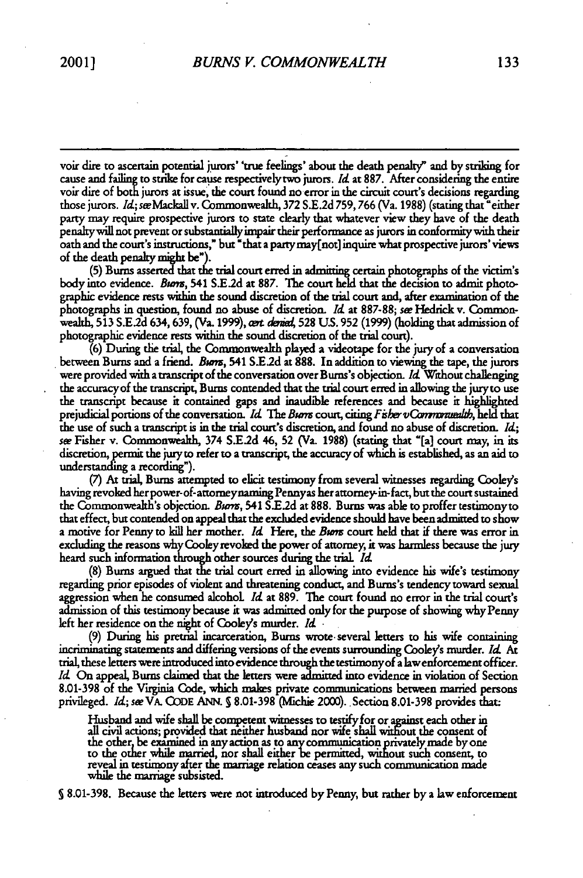voir dire to ascertain potential jurors' 'true feelings' about the death penalty" and by striking for cause and failing to strike for cause respectively two jurors. *Id.* at 887. After considering the entire voir dire of both jurors at issue, the court found no error in the circuit court's decisions regarding those jurors. *Id.*; *see* Mackall v. Commonwealth, 372 S.E.2d 759, 766 (Va. 1988) (stating that "either party may require prospective jurors to state clearly that whatever view they have of the death penalty will not prevent or substantially impair their performance as jurors in conformity with their oath and the court's instructions," but "that a party may[not] inquire what prospective jurors' views of the death penalty might be").

(5) Burns asserted that the trial court erred in admitting certain photographs of the victim's body into evidence. *Burns*, 541 S.E.2d at 887. The court held that the decision to admit photographic evidence rests within the sound discretion of the trial court and, after examination of the photographs in question, found no abuse of discretion. *Id.* at 887-88; *see* Hedrick v. Commonwealth, 513 S.E.2d 634, 639, (Va. 1999), *cert. denied*, 528 U.S. 952 (1999) (holding that admission of photographic evidence rests within the sound discretion of the trial court).

(6) During the trial, the Commonwealth played a videotape for the jury of a conversation between Burns and a friend. *Burns*, 541 S.E.2d at 888. In addition to viewing the tape, the jurors were provided with a transcript of the conversation over Burns's objection. *Id.* Without challenging the accuracy of the transcript, Burns contended that the trial court erred in allowing the jury to use the transcript because it contained gaps and inaudible references and because it highlighted prejudicial portions of the conversation. *Id.* The *Burns* court, citing *Fisher v Commonwealth*, held that the use of such a transcript is in the trial court's discretion, and found no abuse of discretion. *Id.*; *see* Fisher v. Commonwealth, 374 S.E.2d 46, 52 (Va. 1988) (stating that "[a] court may, in its discretion, permit the jury to refer to a transcript, the accuracy of which is established, as an aid to understanding a recording").

(7) At trial, Burns attempted to elicit testimony from several witnesses regarding Cooley's having revoked her power-of-attorney naming Penny as her attorney-in-fact, but the court sustained the Commonwealth's objection. *Burns*, 541 S.E.2d at 888. Burns was able to proffer testimony to that effect, but contended on appeal that the excluded evidence should have been admitted to show a motive for Penny to kill her mother. *Id.* Here, the *Burns* court held that if there was error in excluding the reasons why Cooley revoked the power of attorney, it was harmless because the jury heard such information through other sources during the trial. *Id.*

(8) Burns argued that the trial court erred in allowing into evidence his wife's testimony regarding prior episodes of violent and threatening conduct, and Burns's tendency toward sexual aggression when he consumed alcohol. *Id.* at 889. The court found no error in the trial court's admission of this testimony because it was admitted only for the purpose of showing why Penny left her residence on the night of Cooley's murder. *Id.*

(9) During his pretrial incarceration, Burns wrote several letters to his wife containing incriminating statements and differing versions of the events surrounding Cooley's murder. *Id.* At trial, these letters were introduced into evidence through the testimony of a law enforcement officer. *Id.* On appeal, Burns claimed that the letters were admitted into evidence in violation of Section 8.01-398 of the Virginia Code, which makes private communications between married persons privileged. *Id.*; *see* VA. CODE ANN. § 8.01-398 (Michie 2000). Section 8.01-398 provides that:

> Husband and wife shall be competent witnesses to testify for or against each other in all civil actions; provided that neither husband nor wife shall without the consent of the other, be examined in any action as to any communication privately made by one to the other while married, nor shall either be permitted, without such consent, to reveal in testimony after the marriage relation ceases any such communication made while the marriage subsisted.

§ 8.01-398. Because the letters were not introduced by Penny, but rather by a law enforcement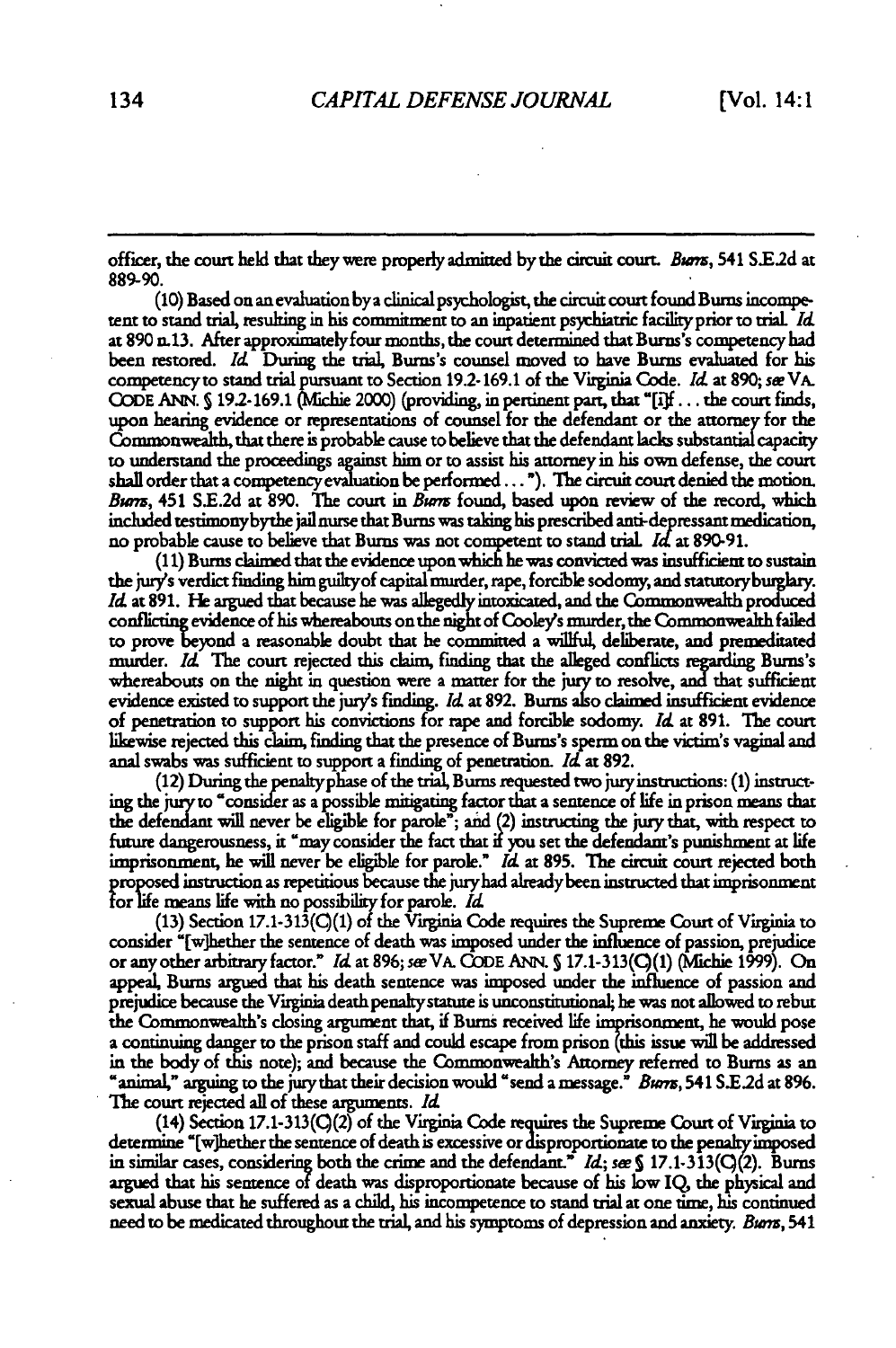officer, the court held that they were properly admitted by the circuit court. *Burns*, 541 S.E.2d at 889-90.

(10) Based on an evaluation by a clinical psychologist, the circuit court found Burns incompetent to stand trial, resulting in his commitment to an inpatient psychiatric facility prior to trial. *Id.* at 890 n.13. After approximately four months, the court determined that Burns's competency had been restored. *Id.* During the trial, Burns's counsel moved to have Burns evaluated for his competency to stand trial pursuant to Section 19.2-169.1 of the Virginia Code. *Id.* at 890; *see* VA. CODE ANN. § 19.2-169.1 (Michie 2000) (providing, in pertinent part, that "[i]f . . . the court finds, upon hearing evidence or representations of counsel for the defendant or the attorney for the Commonwealth, that there is probable cause to believe that the defendant lacks substantial capacity to understand the proceedings against him or to assist his attorney in his own defense, the court shall order that a competency evaluation be performed . . ."). The circuit court denied the motion. *Burns*, 451 S.E.2d at 890. The court in *Burns* found, based upon review of the record, which included testimony by the jail nurse that Burns was taking his prescribed anti-depressant medication, no probable cause to believe that Burns was not competent to stand trial. *Id.* at 890-91.

(11) Burns claimed that the evidence upon which he was convicted was insufficient to sustain the jury's verdict finding him guilty of capital murder, rape, forcible sodomy, and statutory burglary. *Id.* at 891. He argued that because he was allegedly intoxicated, and the Commonwealth produced conflicting evidence of his whereabouts on the night of Cooley's murder, the Commonwealth failed to prove beyond a reasonable doubt that he committed a willful, deliberate, and premeditated murder. *Id.* The court rejected this claim, finding that the alleged conflicts regarding Burns's whereabouts on the night in question were a matter for the jury to resolve, and that sufficient evidence existed to support the jury's finding. *Id.* at 892. Burns also claimed insufficient evidence of penetration to support his convictions for rape and forcible sodomy. *Id.* at 891. The court likewise rejected this claim, finding that the presence of Burns's sperm on the victim's vaginal and anal swabs was sufficient to support a finding of penetration. *Id.* at 892.

(12) During the penalty phase of the trial, Burns requested two jury instructions: (1) instructing the jury to "consider as a possible mitigating factor that a sentence of life in prison means that the defendant will never be eligible for parole"; and (2) instructing the jury that, with respect to future dangerousness, it "may consider the fact that if you set the defendant's punishment at life imprisonment, he will never be eligible for parole." *Id.* at 895. The circuit court rejected both proposed instruction as repetitious because the jury had already been instructed that imprisonment for life means life with no possibility for parole. *Id.*

(13) Section 17.1-313(C)(1) of the Virginia Code requires the Supreme Court of Virginia to consider "[w]hether the sentence of death was imposed under the influence of passion, prejudice or any other arbitrary factor." *Id.* at 896; *see* VA. CODE ANN. § 17.1-313(C)(1) (Michie 1999). On appeal, Burns argued that his death sentence was imposed under the influence of passion and prejudice because the Virginia death penalty statute is unconstitutional; he was not allowed to rebut the Commonwealth's closing argument that, if Burns received life imprisonment, he would pose a continuing danger to the prison staff and could escape from prison (this issue will be addressed in the body of this note); and because the Commonwealth's Attorney referred to Burns as an "animal," arguing to the jury that their decision would "send a message." *Burns*, 541 S.E.2d at 896. The court rejected all of these arguments. *Id.*

(14) Section 17.1-313(C)(2) of the Virginia Code requires the Supreme Court of Virginia to determine "[w]hether the sentence of death is excessive or disproportionate to the penalty imposed in similar cases, considering both the crime and the defendant." *Id.*; *see* § 17.1-313(C)(2). Burns argued that his sentence of death was disproportionate because of his low IQ, the physical and sexual abuse that he suffered as a child, his incompetence to stand trial at one time, his continued need to be medicated throughout the trial, and his symptoms of depression and anxiety. *Burns*, 541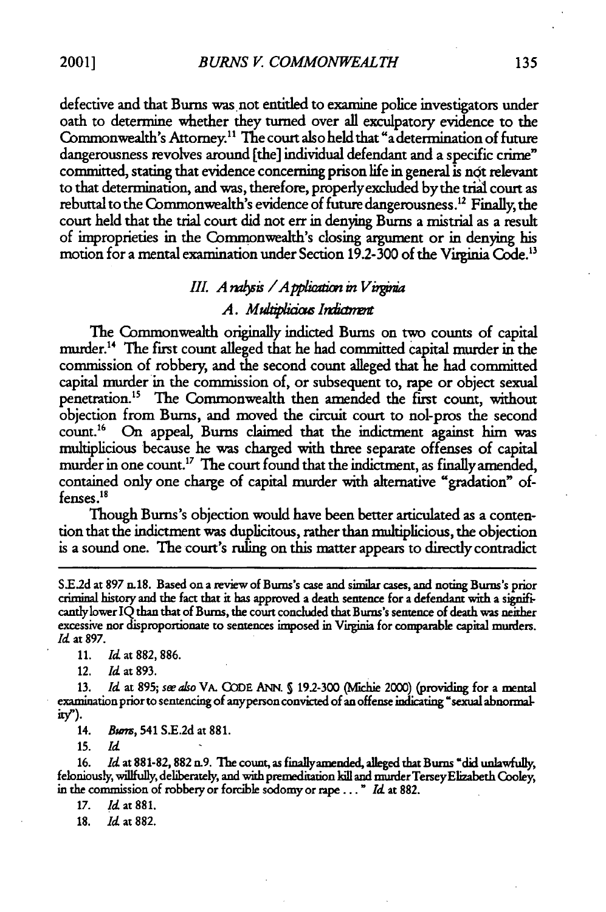defective and that Burns was not entitled to examine police investigators under oath to determine whether they turned over all exculpatory evidence to the Commonwealth's Attorney.[11] The court also held that "a determination of future dangerousness revolves around [the] individual defendant and a specific crime" committed, stating that evidence concerning prison life in general is not relevant to that determination, and was, therefore, properly excluded by the trial court as rebuttal to the Commonwealth's evidence of future dangerousness.[12] Finally, the court held that the trial court did not err in denying Burns a mistrial as a result of improprieties in the Commonwealth's closing argument or in denying his motion for a mental examination under Section 19.2-300 of the Virginia Code.[13]

## *III. Analysis / Application in Virginia*

### *A. Multiplicious Indictment*

The Commonwealth originally indicted Burns on two counts of capital murder.[14] The first count alleged that he had committed capital murder in the commission of robbery, and the second count alleged that he had committed capital murder in the commission of, or subsequent to, rape or object sexual penetration.[15] The Commonwealth then amended the first count, without objection from Burns, and moved the circuit court to nol-pros the second count.[16] On appeal, Burns claimed that the indictment against him was multiplicious because he was charged with three separate offenses of capital murder in one count.[17] The court found that the indictment, as finally amended, contained only one charge of capital murder with alternative "gradation" offenses.[18]

Though Burns's objection would have been better articulated as a contention that the indictment was duplicitous, rather than multiplicious, the objection is a sound one. The court's ruling on this matter appears to directly contradict

---

S.E.2d at 897 n.18. Based on a review of Burns's case and similar cases, and noting Burns's prior criminal history and the fact that it has approved a death sentence for a defendant with a significantly lower IQ than that of Burns, the court concluded that Burns's sentence of death was neither excessive nor disproportionate to sentences imposed in Virginia for comparable capital murders. *Id.* at 897.

11. *Id.* at 882, 886.

12. *Id.* at 893.

13. *Id.* at 895; *see also* VA. CODE ANN. § 19.2-300 (Michie 2000) (providing for a mental examination prior to sentencing of any person convicted of an offense indicating "sexual abnormality").

14. *Burns*, 541 S.E.2d at 881.

15. *Id.*

16. *Id.* at 881-82, 882 n.9. The count, as finally amended, alleged that Burns "did unlawfully, feloniously, willfully, deliberately, and with premeditation kill and murder Tersey Elizabeth Cooley, in the commission of robbery or forcible sodomy or rape . . . ." *Id.* at 882.

17. *Id.* at 881.

18. *Id.* at 882.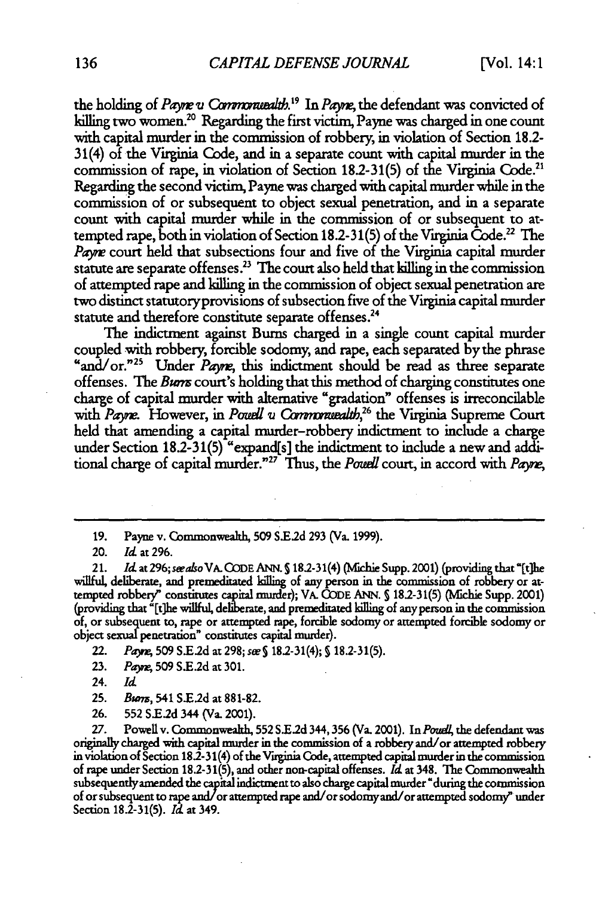the holding of *Payne v Commonwealth*.[19] In *Payne*, the defendant was convicted of killing two women.[20] Regarding the first victim, Payne was charged in one count with capital murder in the commission of robbery, in violation of Section 18.2-31(4) of the Virginia Code, and in a separate count with capital murder in the commission of rape, in violation of Section 18.2-31(5) of the Virginia Code.[21] Regarding the second victim, Payne was charged with capital murder while in the commission of or subsequent to object sexual penetration, and in a separate count with capital murder while in the commission of or subsequent to attempted rape, both in violation of Section 18.2-31(5) of the Virginia Code.[22] The *Payne* court held that subsections four and five of the Virginia capital murder statute are separate offenses.[23] The court also held that killing in the commission of attempted rape and killing in the commission of object sexual penetration are two distinct statutory provisions of subsection five of the Virginia capital murder statute and therefore constitute separate offenses.[24]

The indictment against Burns charged in a single count capital murder coupled with robbery, forcible sodomy, and rape, each separated by the phrase "and/or."[25] Under *Payne*, this indictment should be read as three separate offenses. The *Burns* court's holding that this method of charging constitutes one charge of capital murder with alternative "gradation" offenses is irreconcilable with *Payne*. However, in *Powell v Commonwealth*,[26] the Virginia Supreme Court held that amending a capital murder–robbery indictment to include a charge under Section 18.2-31(5) "expand[s] the indictment to include a new and additional charge of capital murder."[27] Thus, the *Powell* court, in accord with *Payne*,

19. Payne v. Commonwealth, 509 S.E.2d 293 (Va. 1999).

20. *Id.* at 296.

21. *Id.* at 296; *see also* VA. CODE ANN. § 18.2-31(4) (Michie Supp. 2001) (providing that "[t]he willful, deliberate, and premeditated killing of any person in the commission of robbery or attempted robbery" constitutes capital murder); VA. CODE ANN. § 18.2-31(5) (Michie Supp. 2001) (providing that "[t]he willful, deliberate, and premeditated killing of any person in the commission of, or subsequent to, rape or attempted rape, forcible sodomy or attempted forcible sodomy or object sexual penetration" constitutes capital murder).

22. *Payne*, 509 S.E.2d at 298; *see* § 18.2-31(4); § 18.2-31(5).

23. *Payne*, 509 S.E.2d at 301.

24. *Id.*

25. *Burns*, 541 S.E.2d at 881-82.

26. 552 S.E.2d 344 (Va. 2001).

27. Powell v. Commonwealth, 552 S.E.2d 344, 356 (Va. 2001). In *Powell*, the defendant was originally charged with capital murder in the commission of a robbery and/or attempted robbery in violation of Section 18.2-31(4) of the Virginia Code, attempted capital murder in the commission of rape under Section 18.2-31(5), and other non-capital offenses. *Id.* at 348. The Commonwealth subsequently amended the capital indictment to also charge capital murder "during the commission of or subsequent to rape and/or attempted rape and/or sodomy and/or attempted sodomy" under Section 18.2-31(5). *Id.* at 349.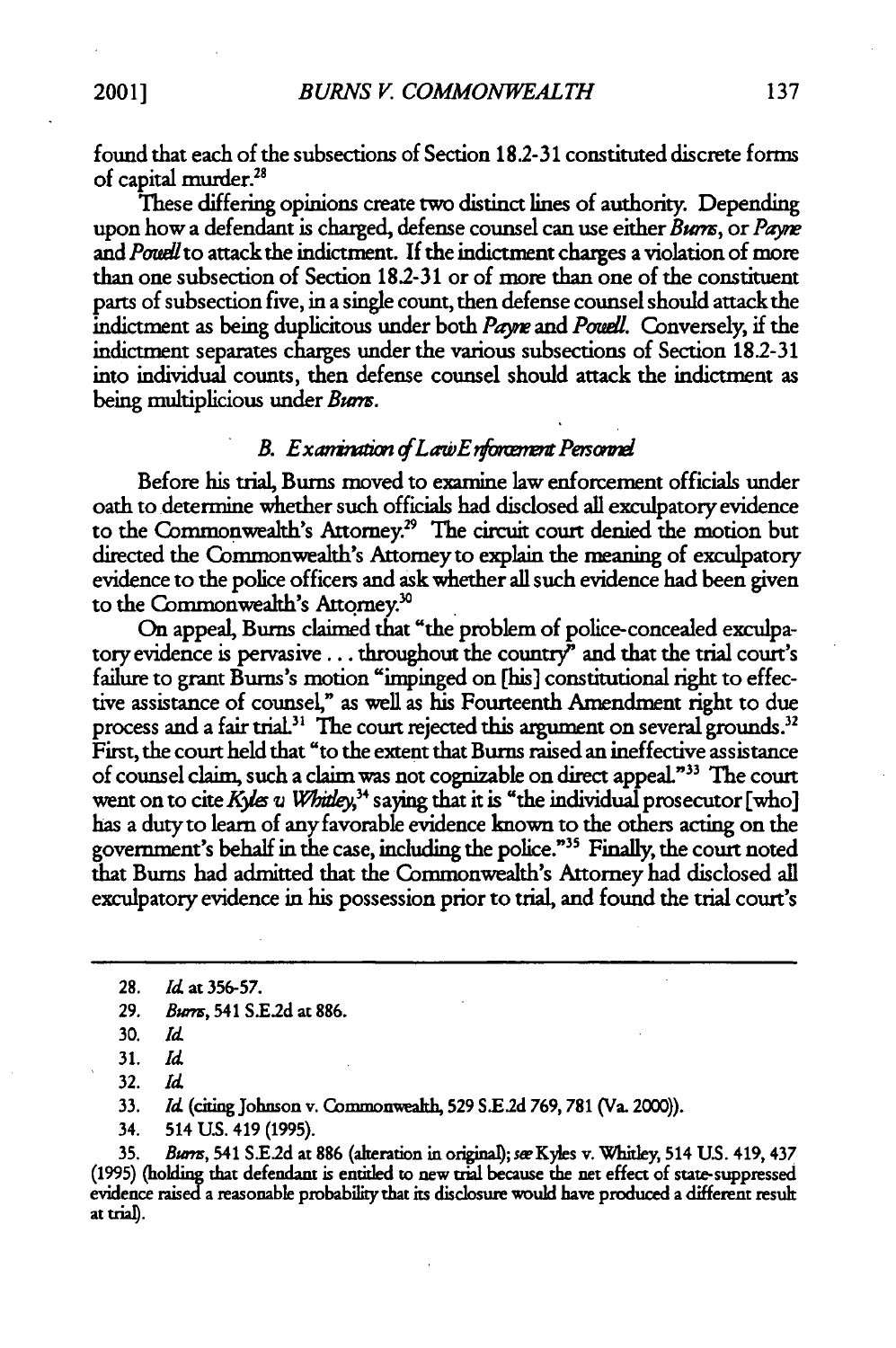found that each of the subsections of Section 18.2-31 constituted discrete forms of capital murder.[28]

These differing opinions create two distinct lines of authority. Depending upon how a defendant is charged, defense counsel can use either *Burns*, or *Payne* and *Powell* to attack the indictment. If the indictment charges a violation of more than one subsection of Section 18.2-31 or of more than one of the constituent parts of subsection five, in a single count, then defense counsel should attack the indictment as being duplicitous under both *Payne* and *Powell*. Conversely, if the indictment separates charges under the various subsections of Section 18.2-31 into individual counts, then defense counsel should attack the indictment as being multiplicious under *Burns*.

### B. *Examination of Law Enforcement Personnel*

Before his trial, Burns moved to examine law enforcement officials under oath to determine whether such officials had disclosed all exculpatory evidence to the Commonwealth's Attorney.[29] The circuit court denied the motion but directed the Commonwealth's Attorney to explain the meaning of exculpatory evidence to the police officers and ask whether all such evidence had been given to the Commonwealth's Attorney.[30]

On appeal, Burns claimed that "the problem of police-concealed exculpatory evidence is pervasive . . . throughout the country" and that the trial court's failure to grant Burns's motion "impinged on [his] constitutional right to effective assistance of counsel," as well as his Fourteenth Amendment right to due process and a fair trial.[31] The court rejected this argument on several grounds.[32] First, the court held that "to the extent that Burns raised an ineffective assistance of counsel claim, such a claim was not cognizable on direct appeal."[33] The court went on to cite *Kyles v. Whitley*,[34] saying that it is "the individual prosecutor [who] has a duty to learn of any favorable evidence known to the others acting on the government's behalf in the case, including the police."[35] Finally, the court noted that Burns had admitted that the Commonwealth's Attorney had disclosed all exculpatory evidence in his possession prior to trial, and found the trial court's

---

28. *Id.* at 356-57.

29. *Burns*, 541 S.E.2d at 886.

30. *Id.*

31. *Id.*

32. *Id.*

33. *Id.* (citing Johnson v. Commonwealth, 529 S.E.2d 769, 781 (Va. 2000)).

34. 514 U.S. 419 (1995).

35. *Burns*, 541 S.E.2d at 886 (alteration in original); *see* Kyles v. Whitley, 514 U.S. 419, 437 (1995) (holding that defendant is entitled to new trial because the net effect of state-suppressed evidence raised a reasonable probability that its disclosure would have produced a different result at trial).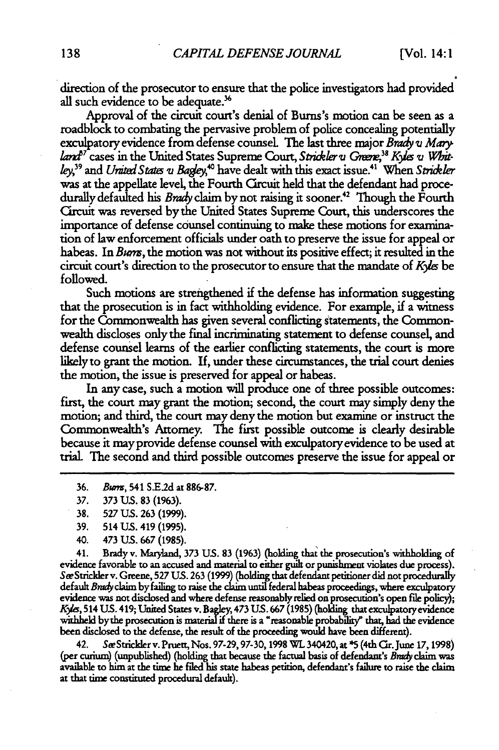direction of the prosecutor to ensure that the police investigators had provided all such evidence to be adequate.[36]

Approval of the circuit court's denial of Burns's motion can be seen as a roadblock to combating the pervasive problem of police concealing potentially exculpatory evidence from defense counsel. The last three major *Brady v. Maryland*[37] cases in the United States Supreme Court, *Strickler v. Greene*,[38] *Kyles v. Whitley*,[39] and *United States v. Bagley*,[40] have dealt with this exact issue.[41] When *Strickler* was at the appellate level, the Fourth Circuit held that the defendant had procedurally defaulted his *Brady* claim by not raising it sooner.[42] Though the Fourth Circuit was reversed by the United States Supreme Court, this underscores the importance of defense counsel continuing to make these motions for examination of law enforcement officials under oath to preserve the issue for appeal or habeas. In *Burns*, the motion was not without its positive effect; it resulted in the circuit court's direction to the prosecutor to ensure that the mandate of *Kyles* be followed.

Such motions are strengthened if the defense has information suggesting that the prosecution is in fact withholding evidence. For example, if a witness for the Commonwealth has given several conflicting statements, the Commonwealth discloses only the final incriminating statement to defense counsel, and defense counsel learns of the earlier conflicting statements, the court is more likely to grant the motion. If, under these circumstances, the trial court denies the motion, the issue is preserved for appeal or habeas.

In any case, such a motion will produce one of three possible outcomes: first, the court may grant the motion; second, the court may simply deny the motion; and third, the court may deny the motion but examine or instruct the Commonwealth's Attorney. The first possible outcome is clearly desirable because it may provide defense counsel with exculpatory evidence to be used at trial. The second and third possible outcomes preserve the issue for appeal or

---

36. *Burns*, 541 S.E.2d at 886-87.

37. 373 U.S. 83 (1963).

38. 527 U.S. 263 (1999).

39. 514 U.S. 419 (1995).

40. 473 U.S. 667 (1985).

41. Brady v. Maryland, 373 U.S. 83 (1963) (holding that the prosecution's withholding of evidence favorable to an accused and material to either guilt or punishment violates due process). *See* Strickler v. Greene, 527 U.S. 263 (1999) (holding that defendant petitioner did not procedurally default *Brady* claim by failing to raise the claim until federal habeas proceedings, where exculpatory evidence was not disclosed and where defense reasonably relied on prosecution's open file policy); *Kyles*, 514 U.S. 419; United States v. Bagley, 473 U.S. 667 (1985) (holding that exculpatory evidence withheld by the prosecution is material if there is a "reasonable probability" that, had the evidence been disclosed to the defense, the result of the proceeding would have been different).

42. *See* Strickler v. Pruett, Nos. 97-29, 97-30, 1998 WL 340420, at *5 (4th Cir. June 17, 1998) (per curium) (unpublished) (holding that because the factual basis of defendant's *Brady* claim was available to him at the time he filed his state habeas petition, defendant's failure to raise the claim at that time constituted procedural default).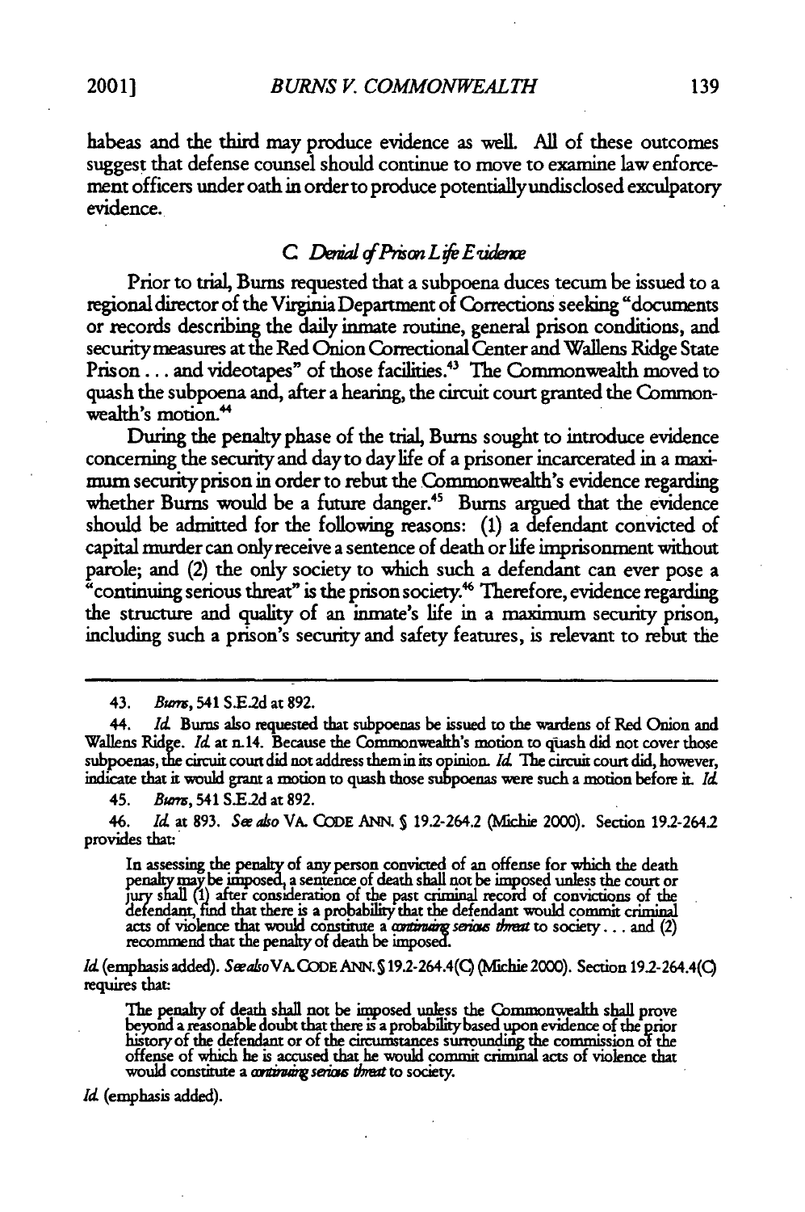habeas and the third may produce evidence as well. All of these outcomes suggest that defense counsel should continue to move to examine law enforcement officers under oath in order to produce potentially undisclosed exculpatory evidence.

### C. *Denial of Prison Life Evidence*

Prior to trial, Burns requested that a subpoena duces tecum be issued to a regional director of the Virginia Department of Corrections seeking "documents or records describing the daily inmate routine, general prison conditions, and security measures at the Red Onion Correctional Center and Wallens Ridge State Prison . . . and videotapes" of those facilities.[43] The Commonwealth moved to quash the subpoena and, after a hearing, the circuit court granted the Commonwealth's motion.[44]

During the penalty phase of the trial, Burns sought to introduce evidence concerning the security and day to day life of a prisoner incarcerated in a maximum security prison in order to rebut the Commonwealth's evidence regarding whether Burns would be a future danger.[45] Burns argued that the evidence should be admitted for the following reasons: (1) a defendant convicted of capital murder can only receive a sentence of death or life imprisonment without parole; and (2) the only society to which such a defendant can ever pose a "continuing serious threat" is the prison society.[46] Therefore, evidence regarding the structure and quality of an inmate's life in a maximum security prison, including such a prison's security and safety features, is relevant to rebut the

---

43. *Burns*, 541 S.E.2d at 892.

44. *Id.* Burns also requested that subpoenas be issued to the wardens of Red Onion and Wallens Ridge. *Id.* at n.14. Because the Commonwealth's motion to quash did not cover those subpoenas, the circuit court did not address them in its opinion. *Id.* The circuit court did, however, indicate that it would grant a motion to quash those subpoenas were such a motion before it. *Id.*

45. *Burns*, 541 S.E.2d at 892.

46. *Id.* at 893. *See also* VA. CODE ANN. § 19.2-264.2 (Michie 2000). Section 19.2-264.2 provides that:

> In assessing the penalty of any person convicted of an offense for which the death penalty may be imposed, a sentence of death shall not be imposed unless the court or jury shall (1) after consideration of the past criminal record of convictions of the defendant, find that there is a probability that the defendant would commit criminal acts of violence that would constitute a *continuing serious threat* to society . . . and (2) recommend that the penalty of death be imposed.

*Id.* (emphasis added). *See also* VA. CODE ANN. § 19.2-264.4(C) (Michie 2000). Section 19.2-264.4(C) requires that:

> The penalty of death shall not be imposed unless the Commonwealth shall prove beyond a reasonable doubt that there is a probability based upon evidence of the prior history of the defendant or of the circumstances surrounding the commission of the offense of which he is accused that he would commit criminal acts of violence that would constitute a *continuing serious threat* to society.

*Id.* (emphasis added).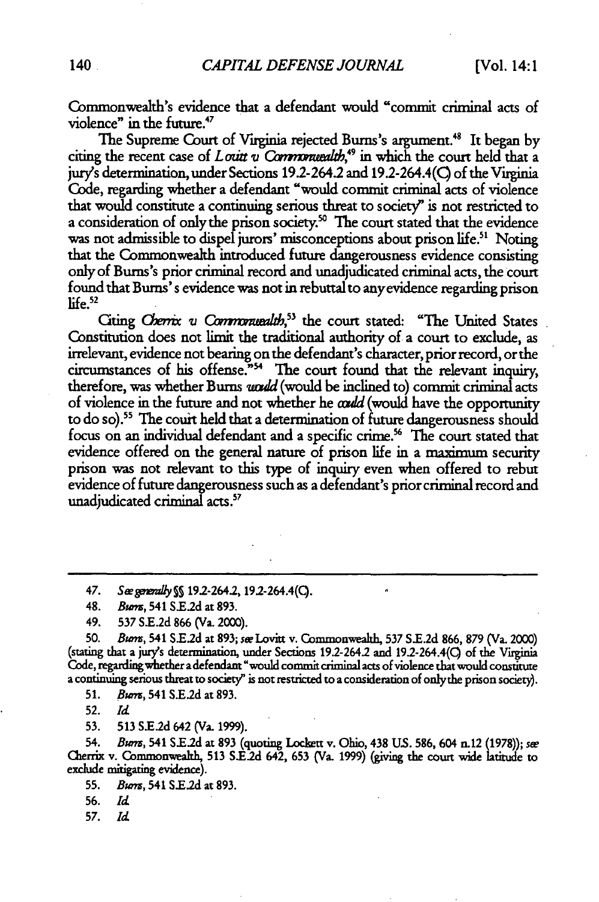Commonwealth's evidence that a defendant would "commit criminal acts of violence" in the future.[47]

The Supreme Court of Virginia rejected Burns's argument.[48] It began by citing the recent case of *Lovitt v. Commonwealth*,[49] in which the court held that a jury's determination, under Sections 19.2-264.2 and 19.2-264.4(C) of the Virginia Code, regarding whether a defendant "would commit criminal acts of violence that would constitute a continuing serious threat to society" is not restricted to a consideration of only the prison society.[50] The court stated that the evidence was not admissible to dispel jurors' misconceptions about prison life.[51] Noting that the Commonwealth introduced future dangerousness evidence consisting only of Burns's prior criminal record and unadjudicated criminal acts, the court found that Burns's evidence was not in rebuttal to any evidence regarding prison life.[52]

Citing *Cherrix v. Commonwealth*,[53] the court stated: "The United States Constitution does not limit the traditional authority of a court to exclude, as irrelevant, evidence not bearing on the defendant's character, prior record, or the circumstances of his offense."[54] The court found that the relevant inquiry, therefore, was whether Burns *would* (would be inclined to) commit criminal acts of violence in the future and not whether he *could* (would have the opportunity to do so).[55] The court held that a determination of future dangerousness should focus on an individual defendant and a specific crime.[56] The court stated that evidence offered on the general nature of prison life in a maximum security prison was not relevant to this type of inquiry even when offered to rebut evidence of future dangerousness such as a defendant's prior criminal record and unadjudicated criminal acts.[57]

---

47. *See generally* §§ 19.2-264.2, 19.2-264.4(C).

48. *Burns*, 541 S.E.2d at 893.

49. 537 S.E.2d 866 (Va. 2000).

50. *Burns*, 541 S.E.2d at 893; *see* Lovitt v. Commonwealth, 537 S.E.2d 866, 879 (Va. 2000) (stating that a jury's determination, under Sections 19.2-264.2 and 19.2-264.4(C) of the Virginia Code, regarding whether a defendant "would commit criminal acts of violence that would constitute a continuing serious threat to society" is not restricted to a consideration of only the prison society).

51. *Burns*, 541 S.E.2d at 893.

52. *Id.*

53. 513 S.E.2d 642 (Va. 1999).

54. *Burns*, 541 S.E.2d at 893 (quoting Lockett v. Ohio, 438 U.S. 586, 604 n.12 (1978)); *see* Cherrix v. Commonwealth, 513 S.E.2d 642, 653 (Va. 1999) (giving the court wide latitude to exclude mitigating evidence).

55. *Burns*, 541 S.E.2d at 893.

56. *Id.*

57. *Id.*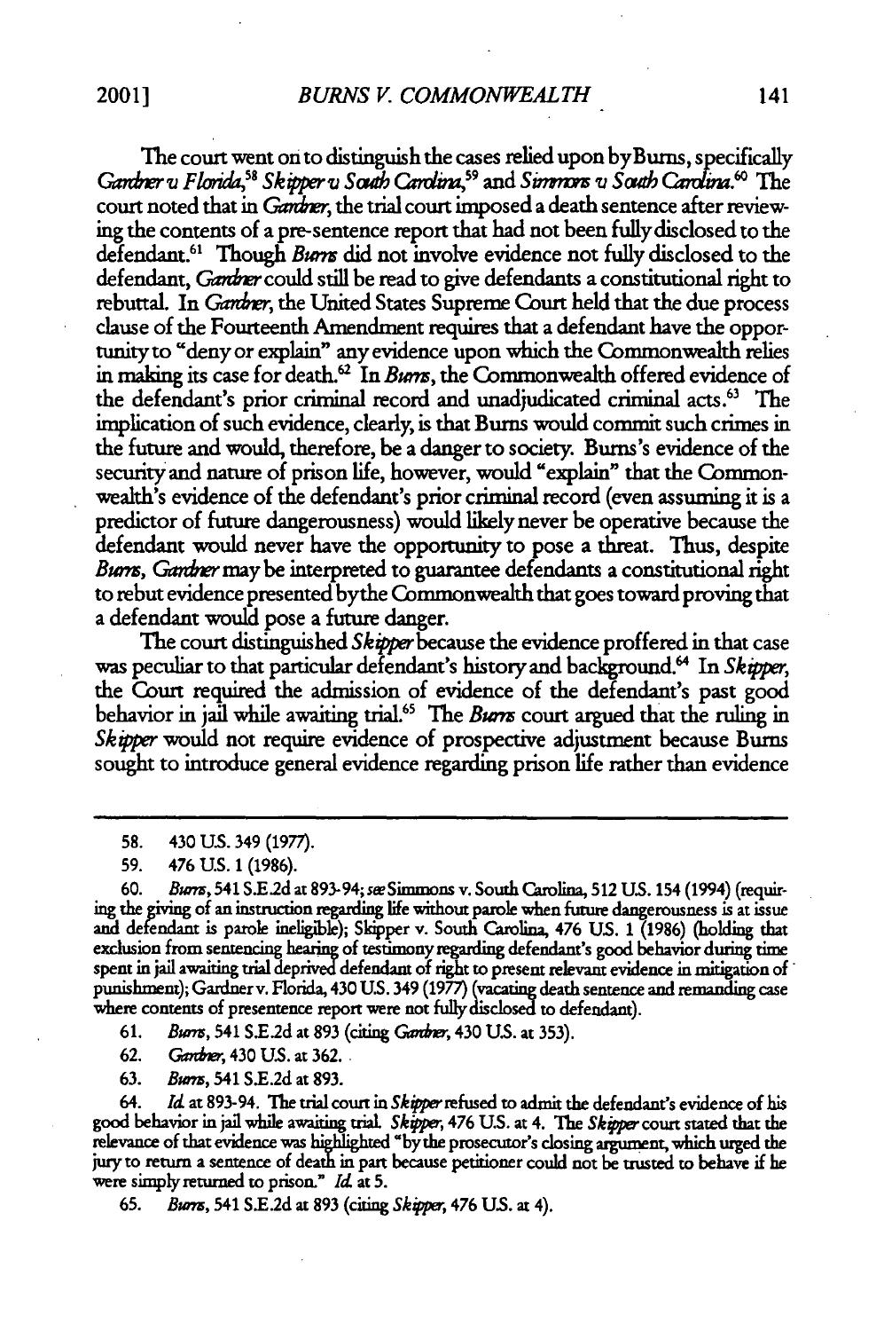The court went on to distinguish the cases relied upon by Burns, specifically *Gardner v Florida*,[58] *Skipper v South Carolina*,[59] and *Simmons v South Carolina*.[60] The court noted that in *Gardner*, the trial court imposed a death sentence after reviewing the contents of a pre-sentence report that had not been fully disclosed to the defendant.[61] Though *Burns* did not involve evidence not fully disclosed to the defendant, *Gardner* could still be read to give defendants a constitutional right to rebuttal. In *Gardner*, the United States Supreme Court held that the due process clause of the Fourteenth Amendment requires that a defendant have the opportunity to "deny or explain" any evidence upon which the Commonwealth relies in making its case for death.[62] In *Burns*, the Commonwealth offered evidence of the defendant's prior criminal record and unadjudicated criminal acts.[63] The implication of such evidence, clearly, is that Burns would commit such crimes in the future and would, therefore, be a danger to society. Burns's evidence of the security and nature of prison life, however, would "explain" that the Commonwealth's evidence of the defendant's prior criminal record (even assuming it is a predictor of future dangerousness) would likely never be operative because the defendant would never have the opportunity to pose a threat. Thus, despite *Burns*, *Gardner* may be interpreted to guarantee defendants a constitutional right to rebut evidence presented by the Commonwealth that goes toward proving that a defendant would pose a future danger.

The court distinguished *Skipper* because the evidence proffered in that case was peculiar to that particular defendant's history and background.[64] In *Skipper*, the Court required the admission of evidence of the defendant's past good behavior in jail while awaiting trial.[65] The *Burns* court argued that the ruling in *Skipper* would not require evidence of prospective adjustment because Burns sought to introduce general evidence regarding prison life rather than evidence

---

58. 430 U.S. 349 (1977).

59. 476 U.S. 1 (1986).

60. *Burns*, 541 S.E.2d at 893-94; *see* Simmons v. South Carolina, 512 U.S. 154 (1994) (requiring the giving of an instruction regarding life without parole when future dangerousness is at issue and defendant is parole ineligible); Skipper v. South Carolina, 476 U.S. 1 (1986) (holding that exclusion from sentencing hearing of testimony regarding defendant's good behavior during time spent in jail awaiting trial deprived defendant of right to present relevant evidence in mitigation of punishment); Gardner v. Florida, 430 U.S. 349 (1977) (vacating death sentence and remanding case where contents of presentence report were not fully disclosed to defendant).

61. *Burns*, 541 S.E.2d at 893 (citing *Gardner*, 430 U.S. at 353).

62. *Gardner*, 430 U.S. at 362.

63. *Burns*, 541 S.E.2d at 893.

64. *Id.* at 893-94. The trial court in *Skipper* refused to admit the defendant's evidence of his good behavior in jail while awaiting trial. *Skipper*, 476 U.S. at 4. The *Skipper* court stated that the relevance of that evidence was highlighted "by the prosecutor's closing argument, which urged the jury to return a sentence of death in part because petitioner could not be trusted to behave if he were simply returned to prison." *Id.* at 5.

65. *Burns*, 541 S.E.2d at 893 (citing *Skipper*, 476 U.S. at 4).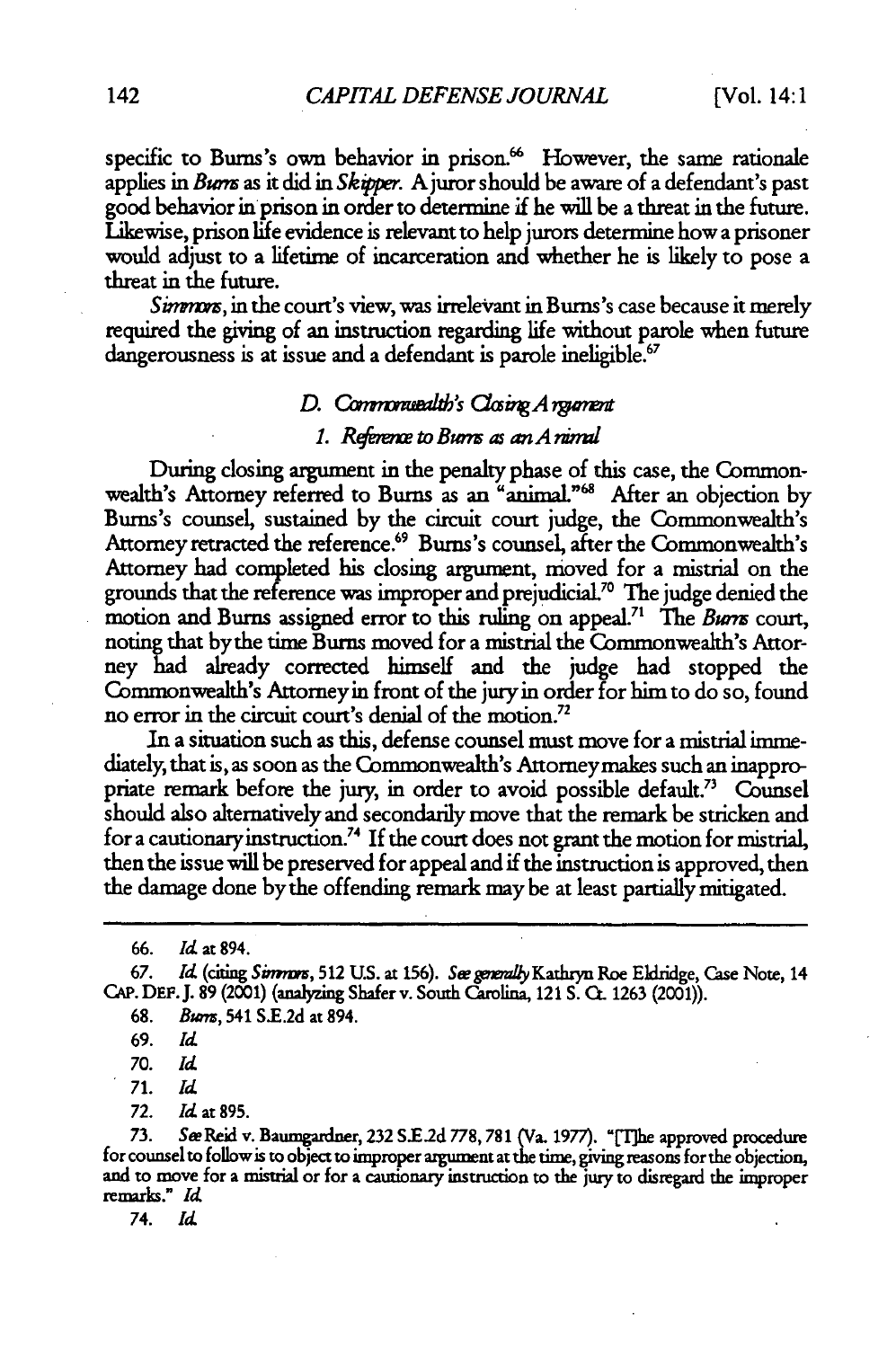specific to Burns's own behavior in prison.[66] However, the same rationale applies in *Burns* as it did in *Skipper*. A juror should be aware of a defendant's past good behavior in prison in order to determine if he will be a threat in the future. Likewise, prison life evidence is relevant to help jurors determine how a prisoner would adjust to a lifetime of incarceration and whether he is likely to pose a threat in the future.

*Simmons*, in the court's view, was irrelevant in Burns's case because it merely required the giving of an instruction regarding life without parole when future dangerousness is at issue and a defendant is parole ineligible.[67]

### *D. Commonwealth's Closing Argument*

#### *1. Reference to Burns as an Animal*

During closing argument in the penalty phase of this case, the Commonwealth's Attorney referred to Burns as an "animal."[68] After an objection by Burns's counsel, sustained by the circuit court judge, the Commonwealth's Attorney retracted the reference.[69] Burns's counsel, after the Commonwealth's Attorney had completed his closing argument, moved for a mistrial on the grounds that the reference was improper and prejudicial.[70] The judge denied the motion and Burns assigned error to this ruling on appeal.[71] The *Burns* court, noting that by the time Burns moved for a mistrial the Commonwealth's Attorney had already corrected himself and the judge had stopped the Commonwealth's Attorney in front of the jury in order for him to do so, found no error in the circuit court's denial of the motion.[72]

In a situation such as this, defense counsel must move for a mistrial immediately, that is, as soon as the Commonwealth's Attorney makes such an inappropriate remark before the jury, in order to avoid possible default.[73] Counsel should also alternatively and secondarily move that the remark be stricken and for a cautionary instruction.[74] If the court does not grant the motion for mistrial, then the issue will be preserved for appeal and if the instruction is approved, then the damage done by the offending remark may be at least partially mitigated.

---

66. *Id.* at 894.

67. *Id.* (citing *Simmons*, 512 U.S. at 156). *See generally* Kathryn Roe Eldridge, Case Note, 14 CAP. DEF. J. 89 (2001) (analyzing Shafer v. South Carolina, 121 S. Ct. 1263 (2001)).

68. *Burns*, 541 S.E.2d at 894.

69. *Id.*

70. *Id.*

71. *Id.*

72. *Id.* at 895.

73. *See* Reid v. Baumgardner, 232 S.E.2d 778, 781 (Va. 1977). "[T]he approved procedure for counsel to follow is to object to improper argument at the time, giving reasons for the objection, and to move for a mistrial or for a cautionary instruction to the jury to disregard the improper remarks." *Id.*

74. *Id.*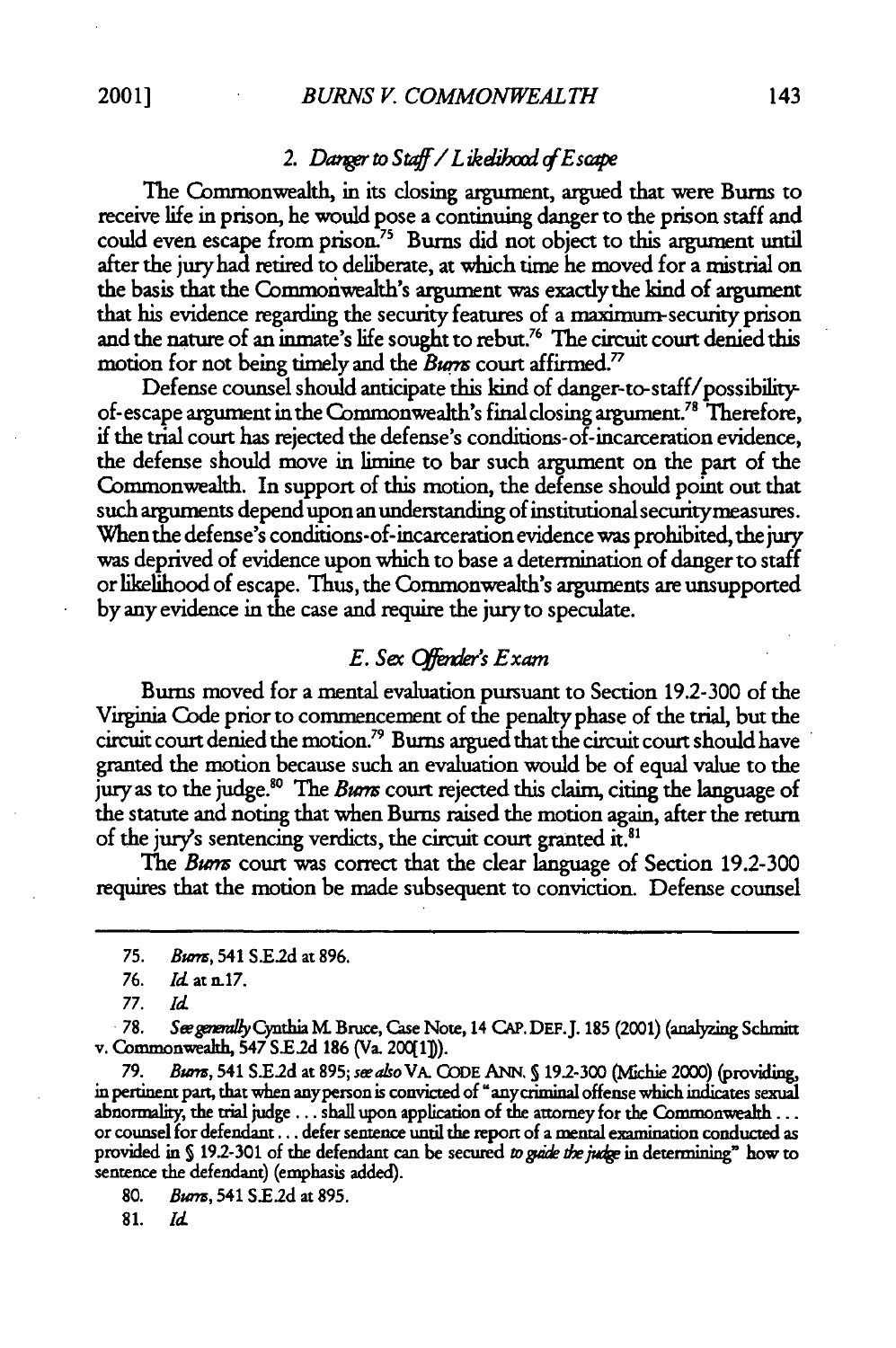### 2. *Danger to Staff / Likelihood of Escape*

The Commonwealth, in its closing argument, argued that were Burns to receive life in prison, he would pose a continuing danger to the prison staff and could even escape from prison.[75] Burns did not object to this argument until after the jury had retired to deliberate, at which time he moved for a mistrial on the basis that the Commonwealth's argument was exactly the kind of argument that his evidence regarding the security features of a maximum-security prison and the nature of an inmate's life sought to rebut.[76] The circuit court denied this motion for not being timely and the *Burns* court affirmed.[77]

Defense counsel should anticipate this kind of danger-to-staff/possibility-of-escape argument in the Commonwealth's final closing argument.[78] Therefore, if the trial court has rejected the defense's conditions-of-incarceration evidence, the defense should move in limine to bar such argument on the part of the Commonwealth. In support of this motion, the defense should point out that such arguments depend upon an understanding of institutional security measures. When the defense's conditions-of-incarceration evidence was prohibited, the jury was deprived of evidence upon which to base a determination of danger to staff or likelihood of escape. Thus, the Commonwealth's arguments are unsupported by any evidence in the case and require the jury to speculate.

## *E. Sex Offender's Exam*

Burns moved for a mental evaluation pursuant to Section 19.2-300 of the Virginia Code prior to commencement of the penalty phase of the trial, but the circuit court denied the motion.[79] Burns argued that the circuit court should have granted the motion because such an evaluation would be of equal value to the jury as to the judge.[80] The *Burns* court rejected this claim, citing the language of the statute and noting that when Burns raised the motion again, after the return of the jury's sentencing verdicts, the circuit court granted it.[81]

The *Burns* court was correct that the clear language of Section 19.2-300 requires that the motion be made subsequent to conviction. Defense counsel

---

75. *Burns*, 541 S.E.2d at 896.

76. *Id.* at n.17.

77. *Id.*

78. *See generally* Cynthia M. Bruce, Case Note, 14 CAP. DEF. J. 185 (2001) (analyzing Schmitt v. Commonwealth, 547 S.E.2d 186 (Va. 200[1])).

79. *Burns*, 541 S.E.2d at 895; *see also* VA. CODE ANN. § 19.2-300 (Michie 2000) (providing, in pertinent part, that when any person is convicted of "any criminal offense which indicates sexual abnormality, the trial judge . . . shall upon application of the attorney for the Commonwealth . . . or counsel for defendant . . . defer sentence until the report of a mental examination conducted as provided in § 19.2-301 of the defendant can be secured *to guide the judge* in determining" how to sentence the defendant) (emphasis added).

80. *Burns*, 541 S.E.2d at 895.

81. *Id.*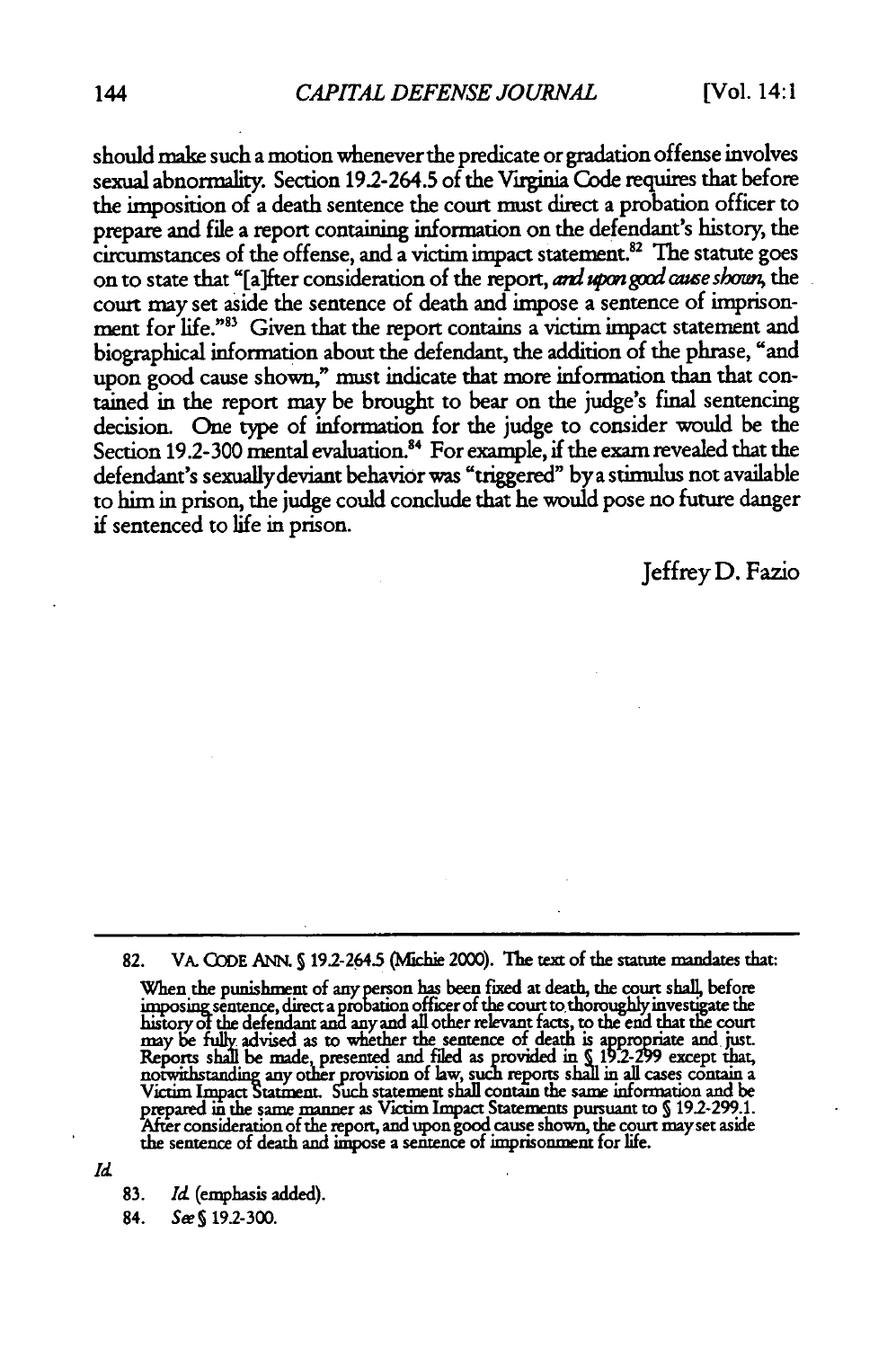should make such a motion whenever the predicate or gradation offense involves sexual abnormality. Section 19.2-264.5 of the Virginia Code requires that before the imposition of a death sentence the court must direct a probation officer to prepare and file a report containing information on the defendant's history, the circumstances of the offense, and a victim impact statement.[82] The statute goes on to state that "[a]fter consideration of the report, *and upon good cause shown*, the court may set aside the sentence of death and impose a sentence of imprisonment for life."[83] Given that the report contains a victim impact statement and biographical information about the defendant, the addition of the phrase, "and upon good cause shown," must indicate that more information than that contained in the report may be brought to bear on the judge's final sentencing decision. One type of information for the judge to consider would be the Section 19.2-300 mental evaluation.[84] For example, if the exam revealed that the defendant's sexually deviant behavior was "triggered" by a stimulus not available to him in prison, the judge could conclude that he would pose no future danger if sentenced to life in prison.

Jeffrey D. Fazio

---

82. VA. CODE ANN. § 19.2-264.5 (Michie 2000). The text of the statute mandates that:

> When the punishment of any person has been fixed at death, the court shall, before imposing sentence, direct a probation officer of the court to thoroughly investigate the history of the defendant and any and all other relevant facts, to the end that the court may be fully advised as to whether the sentence of death is appropriate and just. Reports shall be made, presented and filed as provided in § 19.2-299 except that, notwithstanding any other provision of law, such reports shall in all cases contain a Victim Impact Statment. Such statement shall contain the same information and be prepared in the same manner as Victim Impact Statements pursuant to § 19.2-299.1. After consideration of the report, and upon good cause shown, the court may set aside the sentence of death and impose a sentence of imprisonment for life.

*Id.*

83. *Id.* (emphasis added).

84. *See* § 19.2-300.